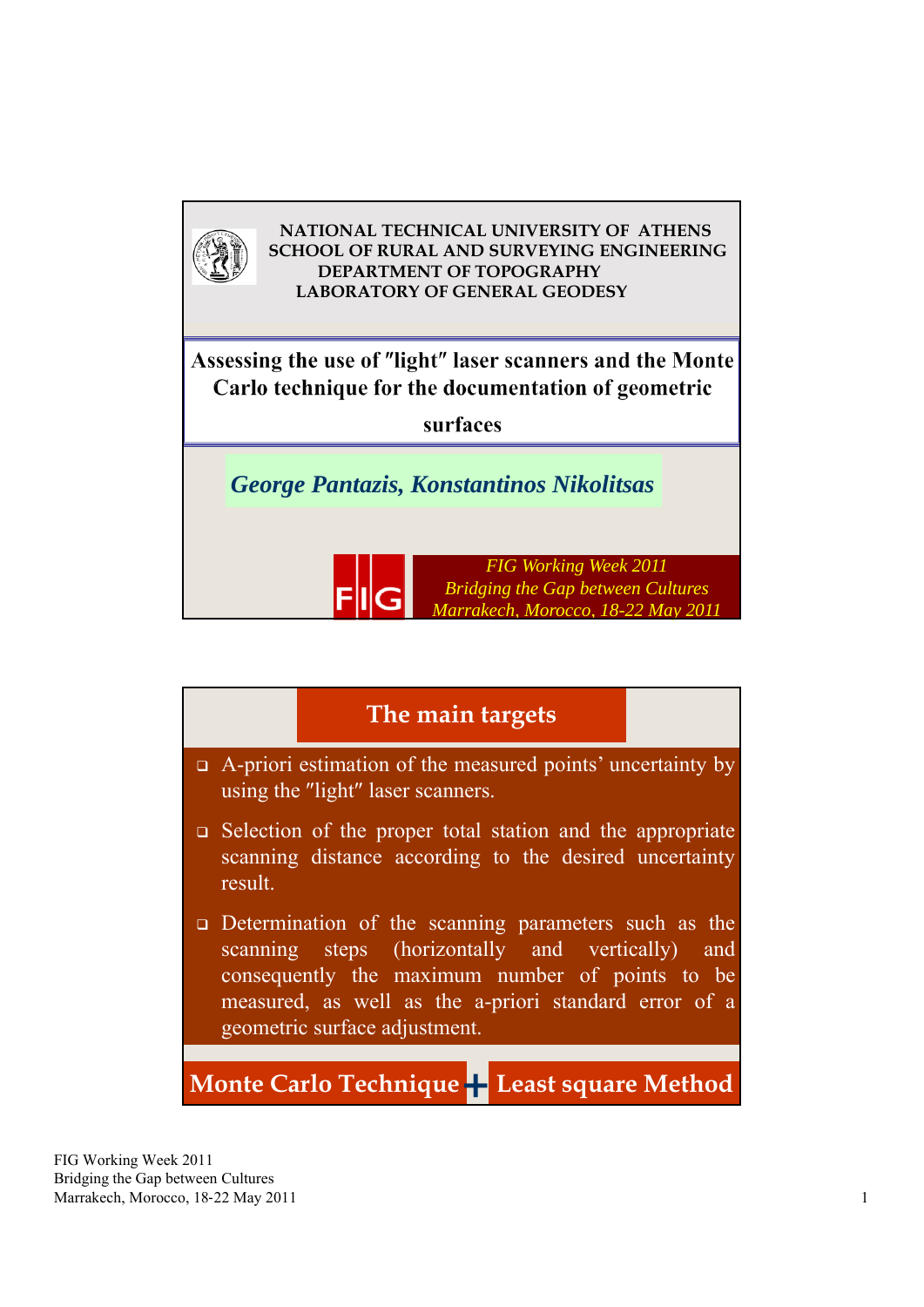NATIONAL TECHNICAL UNIVERSITY OF ATHENS
SCHOOL OF RURAL AND SURVEYING ENGINEERING
DEPARTMENT OF TOPOGRAPHY
LABORATORY OF GENERAL GEODESY

# Assessing the use of ″light″ laser scanners and the Monte Carlo technique for the documentation of geometric surfaces

*George Pantazis, Konstantinos Nikolitsas*

*FIG Working Week 2011*
*Bridging the Gap between Cultures*
*Marrakech, Morocco, 18-22 May 2011*

## The main targets

- A-priori estimation of the measured points' uncertainty by using the ″light″ laser scanners.
- Selection of the proper total station and the appropriate scanning distance according to the desired uncertainty result.
- Determination of the scanning parameters such as the scanning steps (horizontally and vertically) and consequently the maximum number of points to be measured, as well as the a-priori standard error of a geometric surface adjustment.

**Monte Carlo Technique + Least square Method**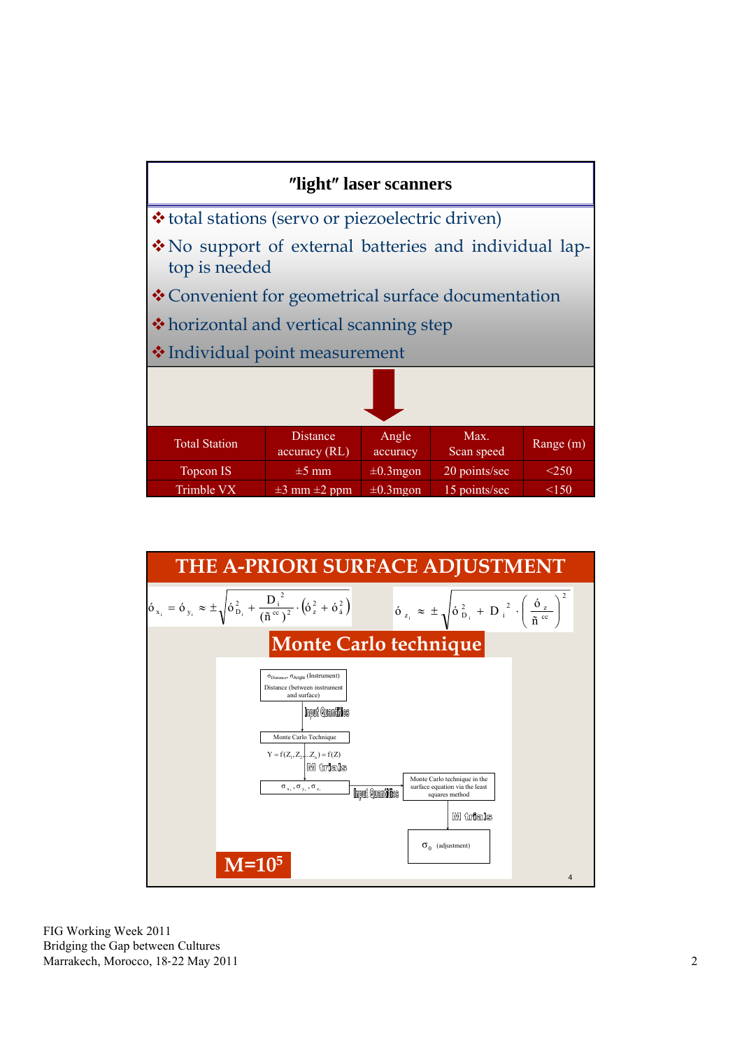## "light" laser scanners

- total stations (servo or piezoelectric driven)
- No support of external batteries and individual lap-top is needed
- Convenient for geometrical surface documentation
- horizontal and vertical scanning step
- Individual point measurement

| Total Station | Distance accuracy (RL) | Angle accuracy | Max. Scan speed | Range (m) |
|---|---|---|---|---|
| Topcon IS | ±5 mm | ±0.3mgon | 20 points/sec | <250 |
| Trimble VX | ±3 mm ±2 ppm | ±0.3mgon | 15 points/sec | <150 |

## THE A-PRIORI SURFACE ADJUSTMENT

$$\sigma_{x_i} = \sigma_{y_i} \approx \pm\sqrt{\sigma_{D_i}^2 + \frac{D_i^2}{(\rho^{cc})^2}\cdot\left(\sigma_z^2 + \sigma_a^2\right)}$$

$$\sigma_{z_i} \approx \pm\sqrt{\sigma_{D_i}^2 + D_i^2 \cdot \left(\frac{\sigma_z}{\rho^{cc}}\right)^2}$$

### Monte Carlo technique

$\sigma_{Distance}$, $\sigma_{Angle}$ (Instrument)
Distance (between instrument and surface)

Input Quantities

Monte Carlo Technique

$Y = f(Z_1, Z_2 \ldots Z_n) = f(Z)$

M trials

$\sigma_{x_i}, \sigma_{y_i}, \sigma_{z_i}$

Input Quantities

Monte Carlo technique in the surface equation via the least squares method

M trials

$\sigma_0$ (adjustment)

$M=10^5$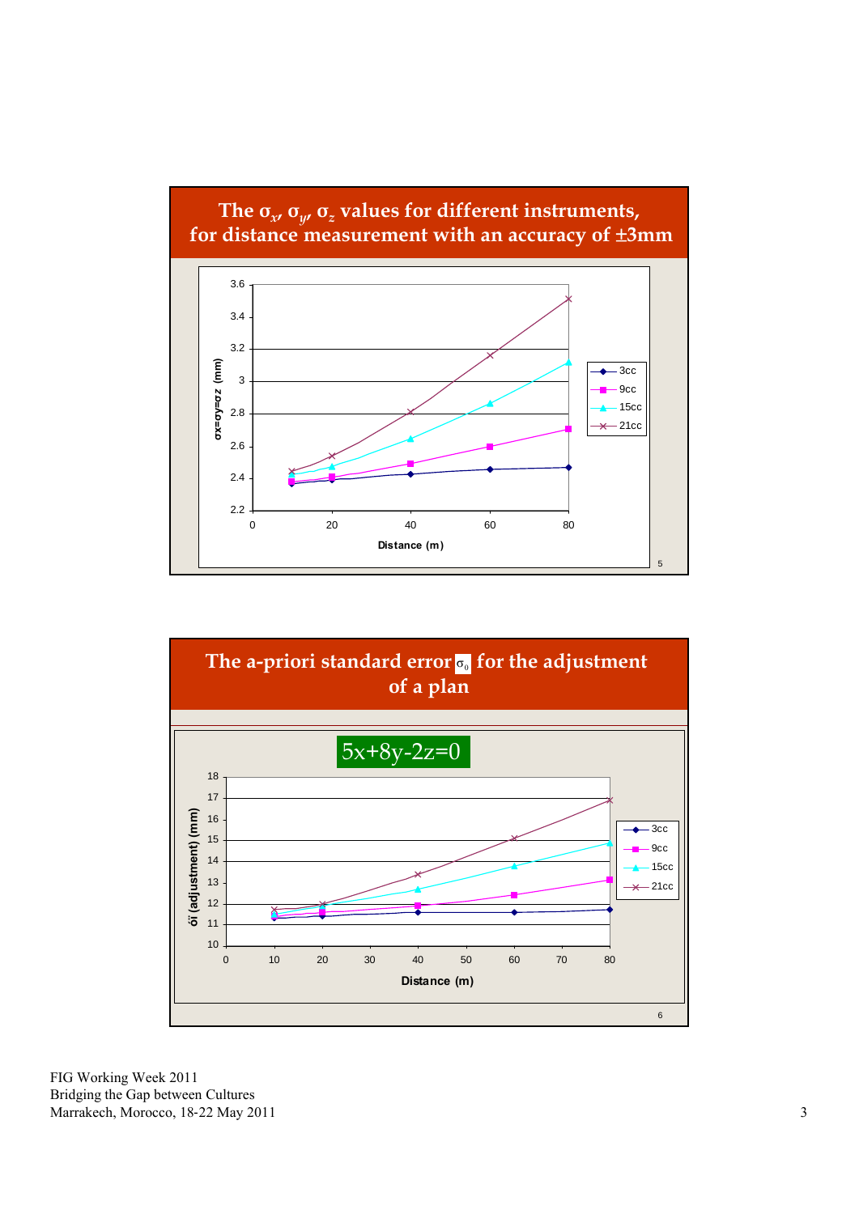## The $\sigma_x$, $\sigma_y$, $\sigma_z$ values for different instruments, for distance measurement with an accuracy of ±3mm

σx=σy=σz (mm)

3.6
3.4
3.2
3
2.8
2.6
2.4
2.2

0 20 40 60 80

Distance (m)

- 3cc
- 9cc
- 15cc
- 21cc

## The a-priori standard error $\sigma_0$ for the adjustment of a plan

$5x+8y-2z=0$

σï (adjustment) (mm)

18
17
16
15
14
13
12
11
10

0 10 20 30 40 50 60 70 80

Distance (m)

- 3cc
- 9cc
- 15cc
- 21cc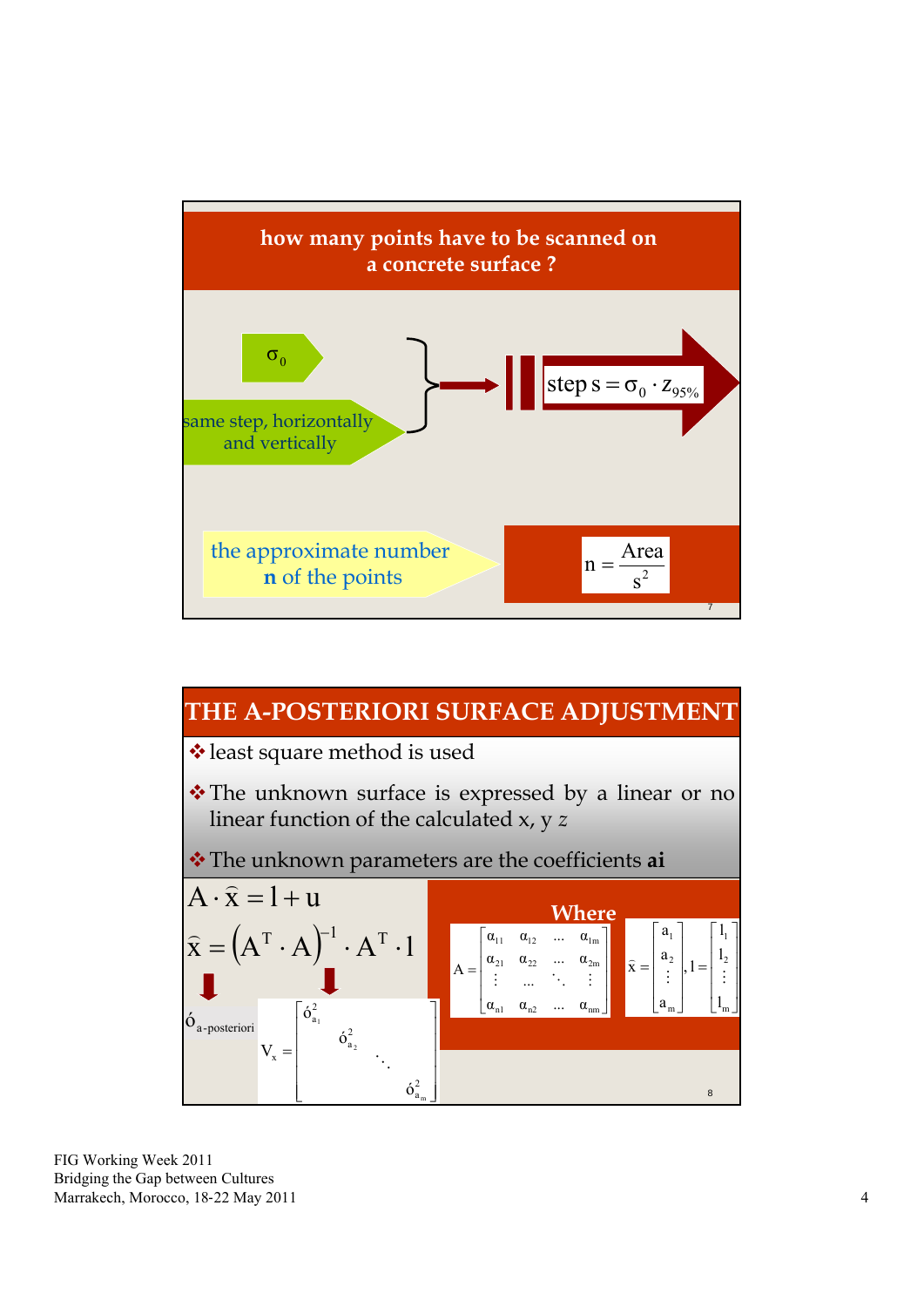## how many points have to be scanned on a concrete surface ?

$\sigma_0$

same step, horizontally and vertically

$$\text{step } s = \sigma_0 \cdot z_{95\%}$$

the approximate number **n** of the points

$$n = \frac{\text{Area}}{s^2}$$

## THE A-POSTERIORI SURFACE ADJUSTMENT

- least square method is used
- The unknown surface is expressed by a linear or no linear function of the calculated x, y *z*
- The unknown parameters are the coefficients **ai**

$$A \cdot \hat{x} = l + u$$

$$\hat{x} = \left(A^T \cdot A\right)^{-1} \cdot A^T \cdot l$$

$\sigma_{a\text{-posteriori}}$

$$V_x = \begin{bmatrix} \sigma_{a_1}^2 & & & \\ & \sigma_{a_2}^2 & & \\ & & \ddots & \\ & & & \sigma_{a_m}^2 \end{bmatrix}$$

Where

$$A = \begin{bmatrix} \alpha_{11} & \alpha_{12} & \cdots & \alpha_{1m} \\ \alpha_{21} & \alpha_{22} & \cdots & \alpha_{2m} \\ \vdots & \cdots & \ddots & \vdots \\ \alpha_{n1} & \alpha_{n2} & \cdots & \alpha_{nm} \end{bmatrix} \quad \hat{x} = \begin{bmatrix} a_1 \\ a_2 \\ \vdots \\ a_m \end{bmatrix}, l = \begin{bmatrix} l_1 \\ l_2 \\ \vdots \\ l_m \end{bmatrix}$$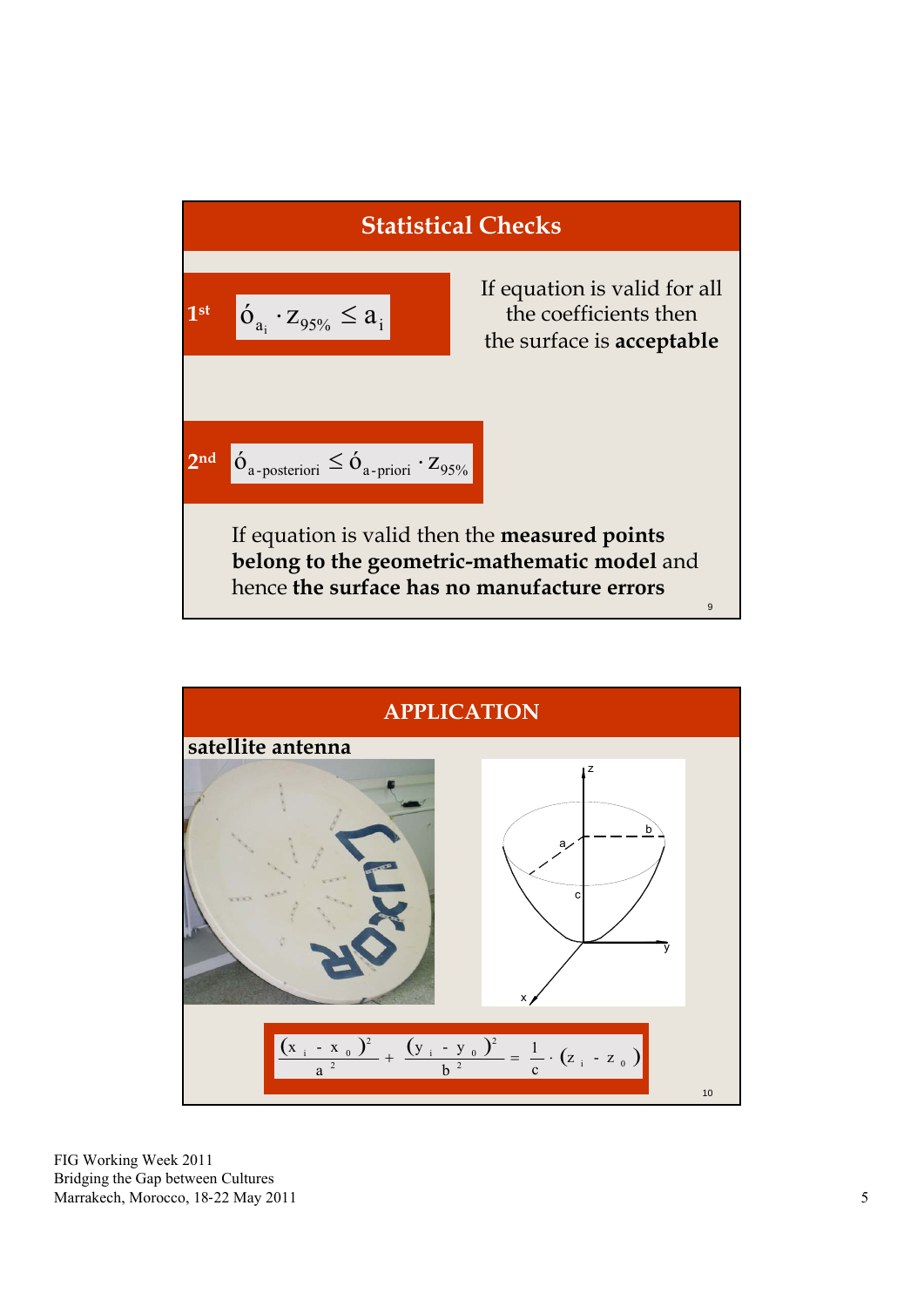## Statistical Checks

**1st** $\sigma_{a_i} \cdot z_{95\%} \leq a_i$

If equation is valid for all the coefficients then the surface is **acceptable**

**2nd** $\sigma_{a\text{-posteriori}} \leq \sigma_{a\text{-priori}} \cdot z_{95\%}$

If equation is valid then the **measured points belong to the geometric-mathematic model** and hence **the surface has no manufacture errors**

## APPLICATION

**satellite antenna**

$$\frac{(x_i - x_0)^2}{a^2} + \frac{(y_i - y_0)^2}{b^2} = \frac{1}{c} \cdot (z_i - z_0)$$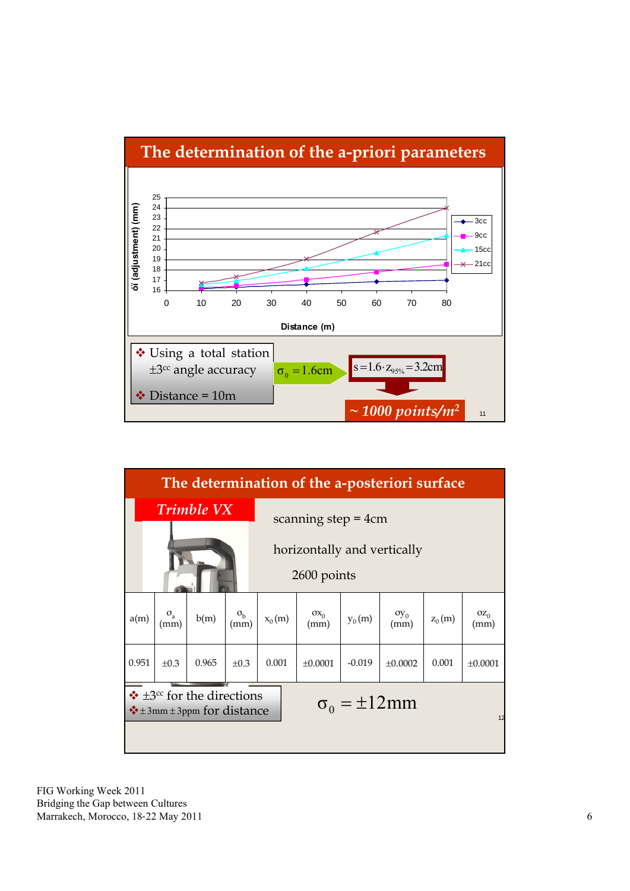## The determination of the a-priori parameters

Distance (m)

σi (adjustment) (mm)

Legend: 3cc, 9cc, 15cc, 21cc

- Using a total station ±3[cc] angle accuracy
- Distance = 10m

$\sigma_0 = 1.6cm$

$s = 1.6 \cdot z_{95\%} = 3.2cm$

*~ 1000 points/m²*

## The determination of the a-posteriori surface

*Trimble VX*

scanning step = 4cm

horizontally and vertically

2600 points

| a(m) | $\sigma_a$ (mm) | b(m) | $\sigma_b$ (mm) | $x_0$ (m) | $\sigma x_0$ (mm) | $y_0$ (m) | $\sigma y_0$ (mm) | $z_0$ (m) | $\sigma z_0$ (mm) |
|---|---|---|---|---|---|---|---|---|---|
| 0.951 | ±0.3 | 0.965 | ±0.3 | 0.001 | ±0.0001 | -0.019 | ±0.0002 | 0.001 | ±0.0001 |

- ±3[cc] for the directions
- ±3mm ± 3ppm for distance

$\sigma_0 = \pm 12mm$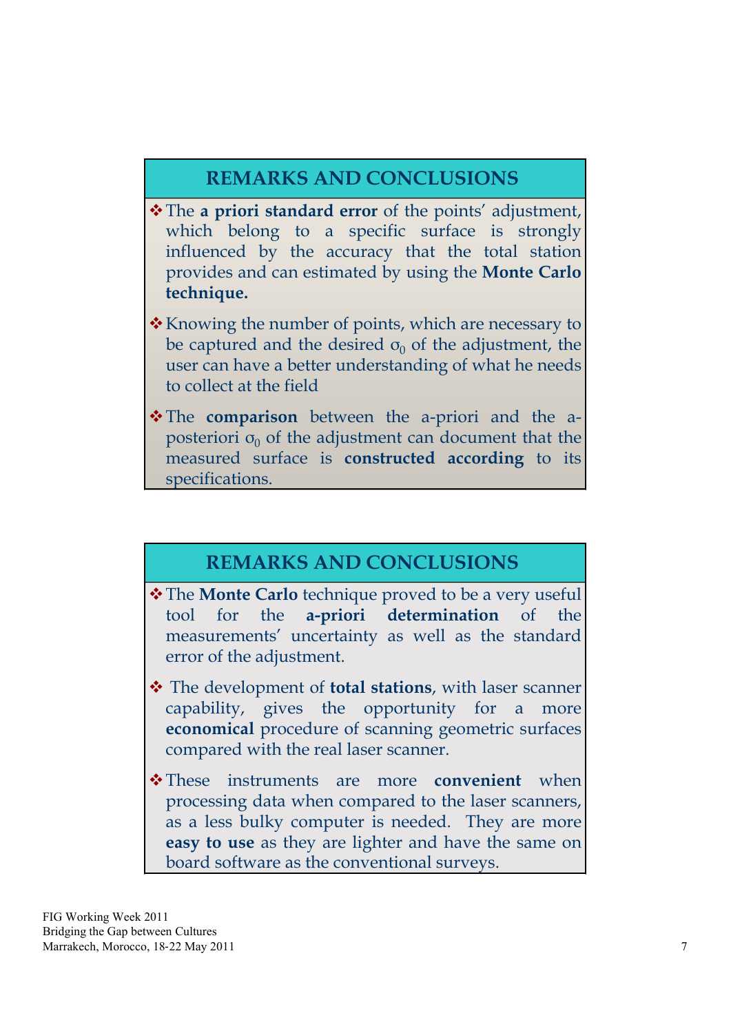## REMARKS AND CONCLUSIONS

- The **a priori standard error** of the points' adjustment, which belong to a specific surface is strongly influenced by the accuracy that the total station provides and can estimated by using the **Monte Carlo technique.**
- Knowing the number of points, which are necessary to be captured and the desired $\sigma_0$ of the adjustment, the user can have a better understanding of what he needs to collect at the field
- The **comparison** between the a-priori and the a-posteriori $\sigma_0$ of the adjustment can document that the measured surface is **constructed according** to its specifications.

## REMARKS AND CONCLUSIONS

- The **Monte Carlo** technique proved to be a very useful tool for the **a-priori determination** of the measurements' uncertainty as well as the standard error of the adjustment.
- The development of **total stations**, with laser scanner capability, gives the opportunity for a more **economical** procedure of scanning geometric surfaces compared with the real laser scanner.
- These instruments are more **convenient** when processing data when compared to the laser scanners, as a less bulky computer is needed. They are more **easy to use** as they are lighter and have the same on board software as the conventional surveys.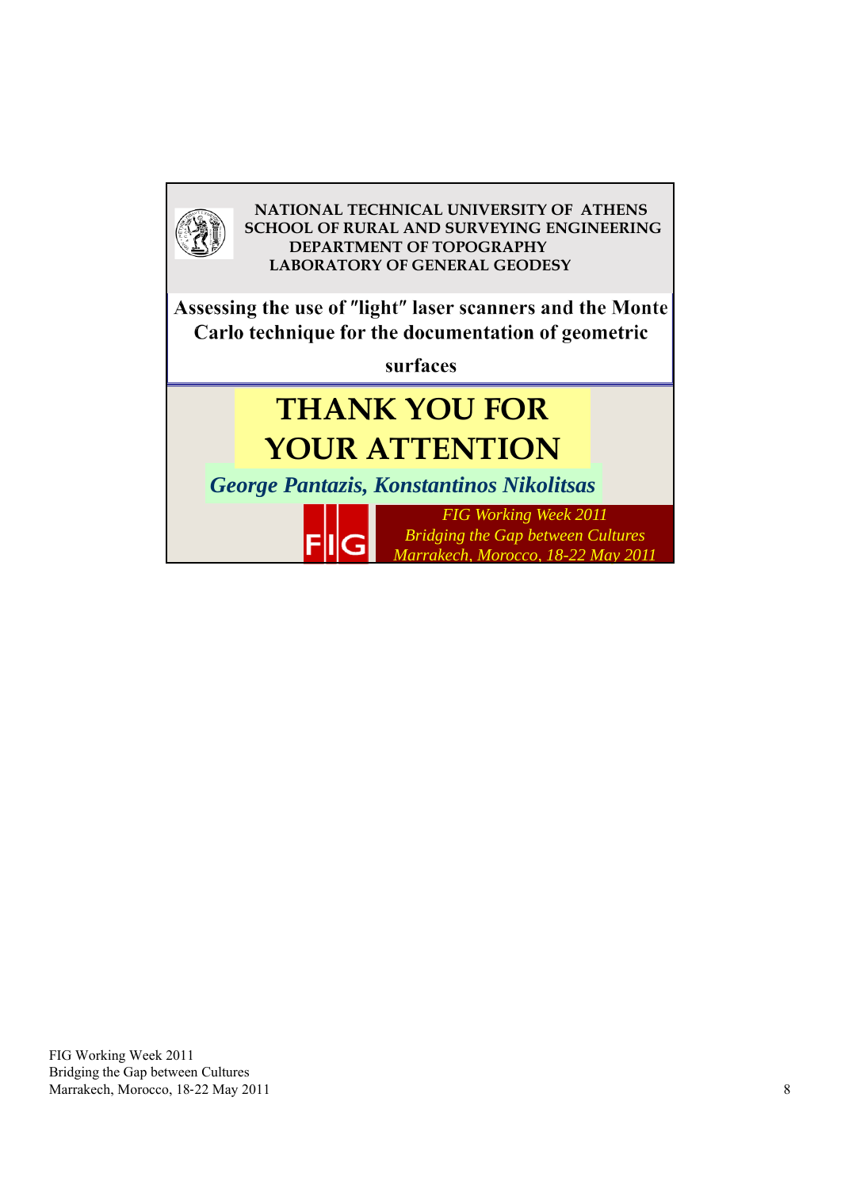NATIONAL TECHNICAL UNIVERSITY OF ATHENS
SCHOOL OF RURAL AND SURVEYING ENGINEERING
DEPARTMENT OF TOPOGRAPHY
LABORATORY OF GENERAL GEODESY

**Assessing the use of ″light″ laser scanners and the Monte Carlo technique for the documentation of geometric surfaces**

# THANK YOU FOR YOUR ATTENTION

***George Pantazis, Konstantinos Nikolitsas***

FIG

*FIG Working Week 2011*
*Bridging the Gap between Cultures*
*Marrakech, Morocco, 18-22 May 2011*